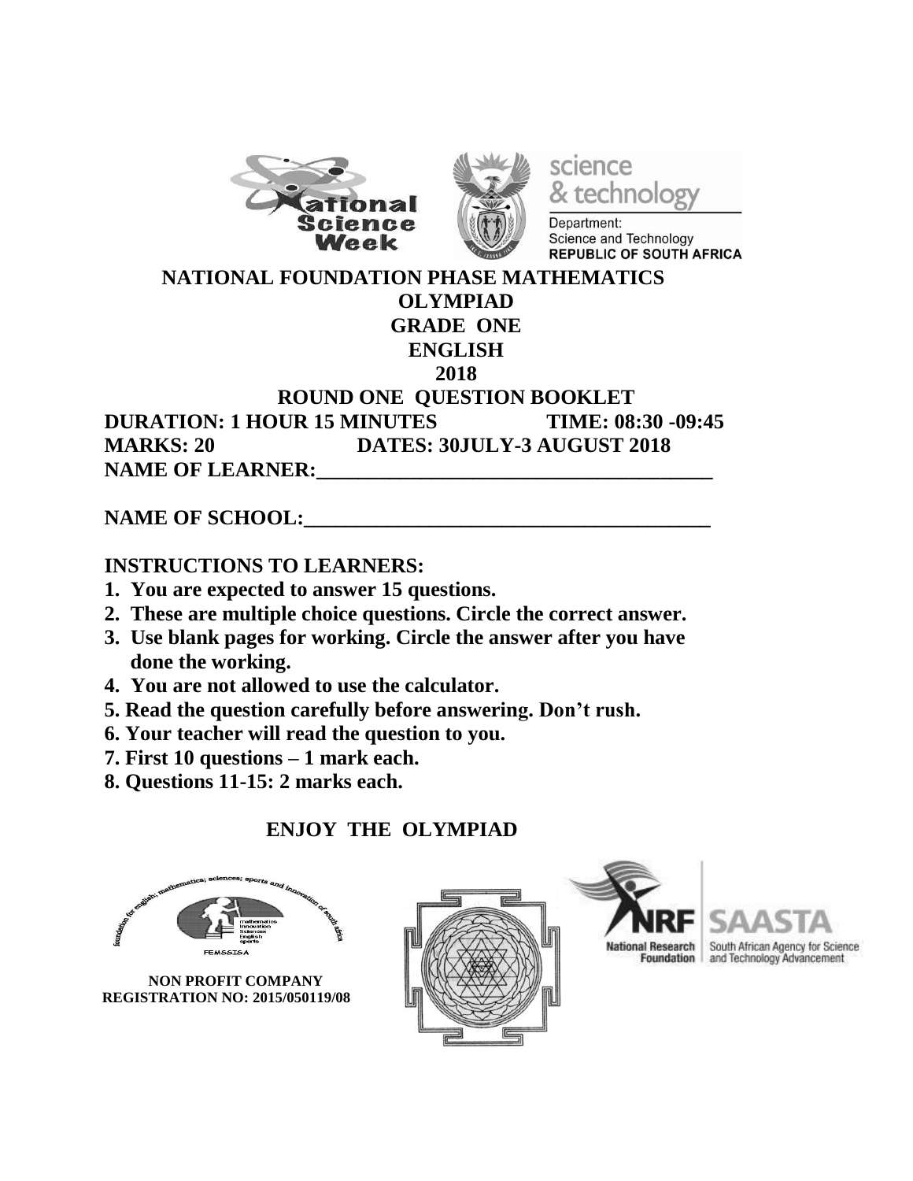# NATIONAL FOUNDATION PHASE MATHEMATICS OLYMPIAD

## GRADE ONE

## ENGLISH

## 2018

## ROUND ONE QUESTION BOOKLET

**DURATION: 1 HOUR 15 MINUTES TIME: 08:30 -09:45**

**MARKS: 20 DATES: 30JULY-3 AUGUST 2018**

**NAME OF LEARNER:\_\_\_\_\_\_\_\_\_\_\_\_\_\_\_\_\_\_\_\_\_\_\_\_\_\_\_\_\_\_\_\_\_\_\_\_\_\_**

**NAME OF SCHOOL:\_\_\_\_\_\_\_\_\_\_\_\_\_\_\_\_\_\_\_\_\_\_\_\_\_\_\_\_\_\_\_\_\_\_\_\_\_\_\_**

**INSTRUCTIONS TO LEARNERS:**

1. **You are expected to answer 15 questions.**
2. **These are multiple choice questions. Circle the correct answer.**
3. **Use blank pages for working. Circle the answer after you have done the working.**
4. **You are not allowed to use the calculator.**
5. **Read the question carefully before answering. Don't rush.**
6. **Your teacher will read the question to you.**
7. **First 10 questions – 1 mark each.**
8. **Questions 11-15: 2 marks each.**

**ENJOY THE OLYMPIAD**

**NON PROFIT COMPANY**
**REGISTRATION NO: 2015/050119/08**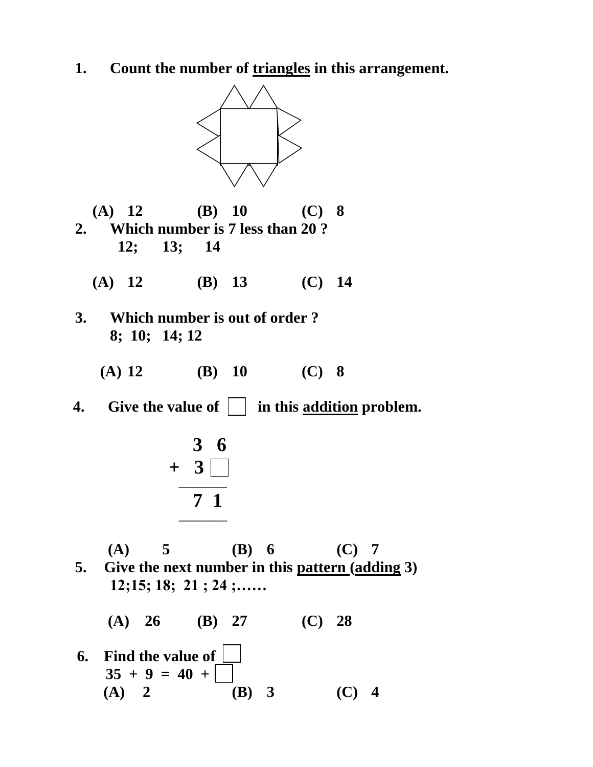1. **Count the number of triangles in this arrangement.**

   **(A) 12 (B) 10 (C) 8**

2. **Which number is 7 less than 20 ?**

   **12; 13; 14**

   **(A) 12 (B) 13 (C) 14**

3. **Which number is out of order ?**

   **8; 10; 14; 12**

   **(A) 12 (B) 10 (C) 8**

4. **Give the value of ☐ in this addition problem.**

```
   3 6
 + 3 ☐
 ------
   7 1
 ------
```

   **(A) 5 (B) 6 (C) 7**

5. **Give the next number in this pattern (adding 3)**

   **12;15; 18; 21 ; 24 ;……**

   **(A) 26 (B) 27 (C) 28**

6. **Find the value of ☐**

   **35 + 9 = 40 + ☐**

   **(A) 2 (B) 3 (C) 4**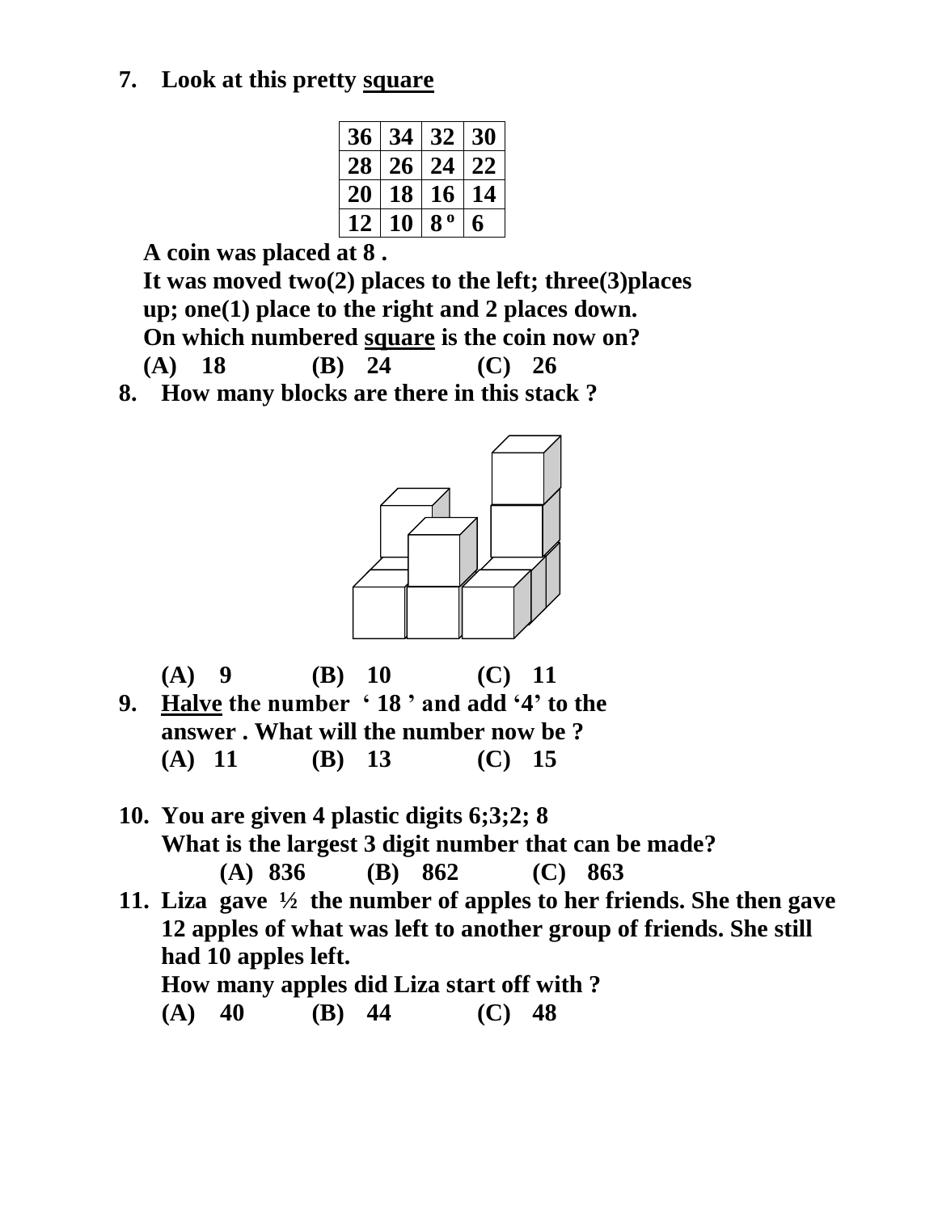7. **Look at this pretty <u>square</u>**

| 36 | 34 | 32 | 30 |
|---|---|---|---|
| 28 | 26 | 24 | 22 |
| 20 | 18 | 16 | 14 |
| 12 | 10 | 8 º | 6 |

**A coin was placed at 8 .**
**It was moved two(2) places to the left; three(3)places up; one(1) place to the right and 2 places down.**
**On which numbered <u>square</u> is the coin now on?**
**(A) 18 (B) 24 (C) 26**

8. **How many blocks are there in this stack ?**

**(A) 9 (B) 10 (C) 11**

9. **<u>Halve</u> the number ' 18 ' and add '4' to the answer . What will the number now be ?**
**(A) 11 (B) 13 (C) 15**

10. **You are given 4 plastic digits 6;3;2; 8**
**What is the largest 3 digit number that can be made?**
**(A) 836 (B) 862 (C) 863**

11. **Liza gave ½ the number of apples to her friends. She then gave 12 apples of what was left to another group of friends. She still had 10 apples left.**
**How many apples did Liza start off with ?**
**(A) 40 (B) 44 (C) 48**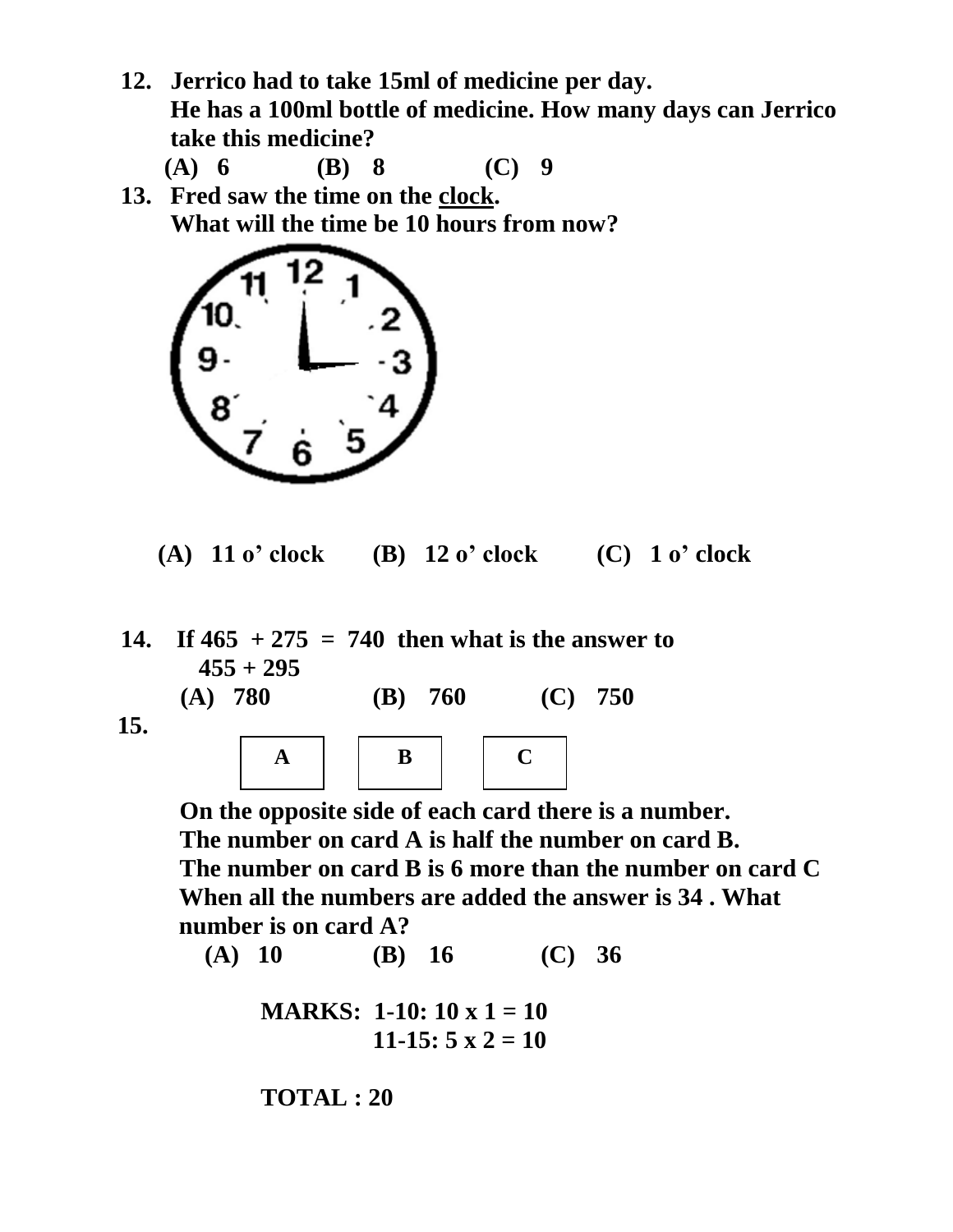12. **Jerrico had to take 15ml of medicine per day. He has a 100ml bottle of medicine. How many days can Jerrico take this medicine?**

    **(A) 6 (B) 8 (C) 9**

13. **Fred saw the time on the clock. What will the time be 10 hours from now?**

    **(A) 11 o' clock (B) 12 o' clock (C) 1 o' clock**

14. **If 465 + 275 = 740 then what is the answer to 455 + 295**

    **(A) 780 (B) 760 (C) 750**

15. 

| A | B | C |
|---|---|---|

**On the opposite side of each card there is a number.**
**The number on card A is half the number on card B.**
**The number on card B is 6 more than the number on card C**
**When all the numbers are added the answer is 34 . What number is on card A?**

**(A) 10 (B) 16 (C) 36**

**MARKS: 1-10: 10 x 1 = 10**
**11-15: 5 x 2 = 10**

**TOTAL : 20**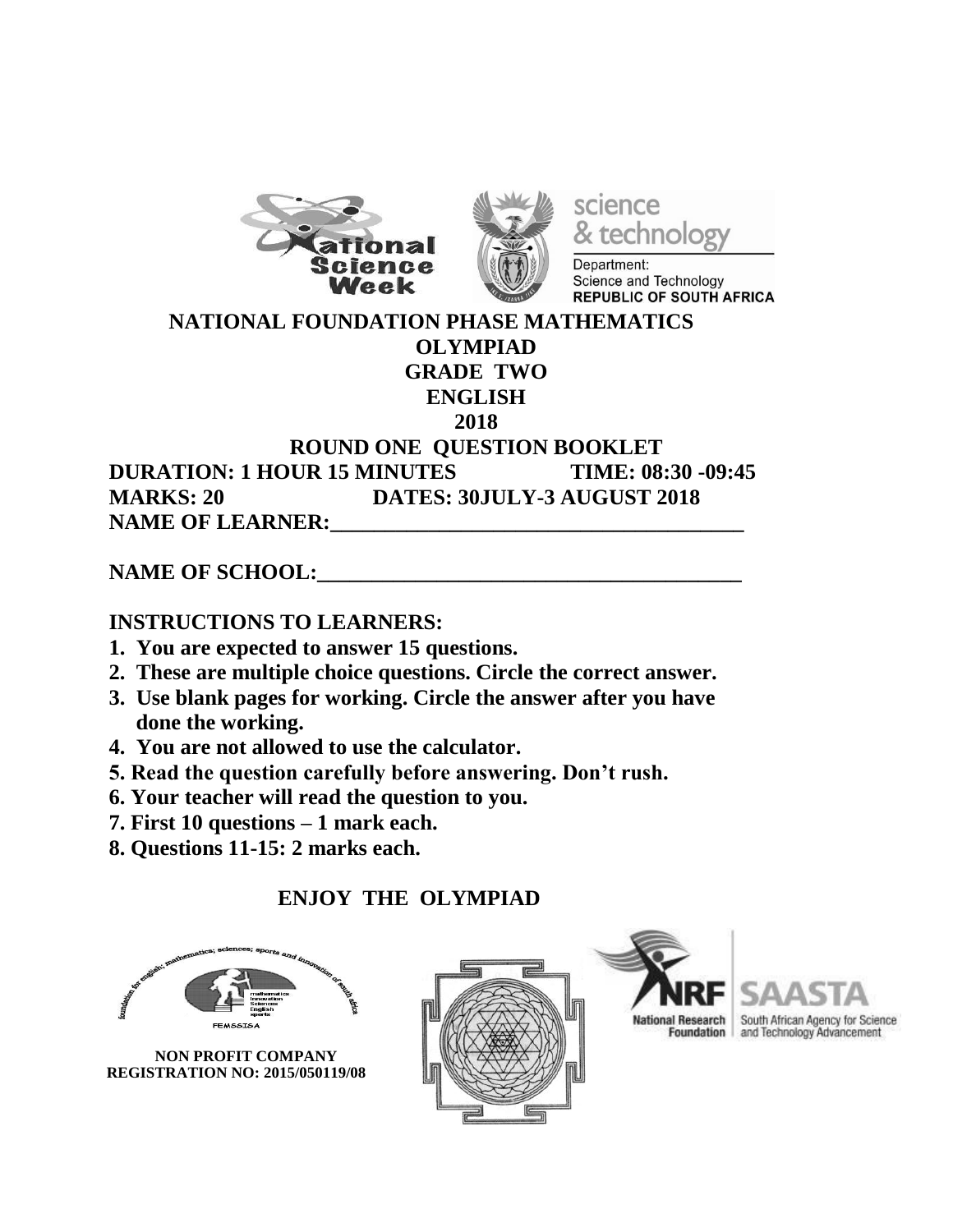**NATIONAL FOUNDATION PHASE MATHEMATICS OLYMPIAD**

**GRADE TWO**

**ENGLISH**

**2018**

**ROUND ONE QUESTION BOOKLET**

**DURATION: 1 HOUR 15 MINUTES** **TIME: 08:30 -09:45**

**MARKS: 20** **DATES: 30JULY-3 AUGUST 2018**

**NAME OF LEARNER:_______________________________________**

**NAME OF SCHOOL:_______________________________________**

**INSTRUCTIONS TO LEARNERS:**

1. **You are expected to answer 15 questions.**
2. **These are multiple choice questions. Circle the correct answer.**
3. **Use blank pages for working. Circle the answer after you have done the working.**
4. **You are not allowed to use the calculator.**
5. **Read the question carefully before answering. Don't rush.**
6. **Your teacher will read the question to you.**
7. **First 10 questions – 1 mark each.**
8. **Questions 11-15: 2 marks each.**

**ENJOY THE OLYMPIAD**

**NON PROFIT COMPANY**
**REGISTRATION NO: 2015/050119/08**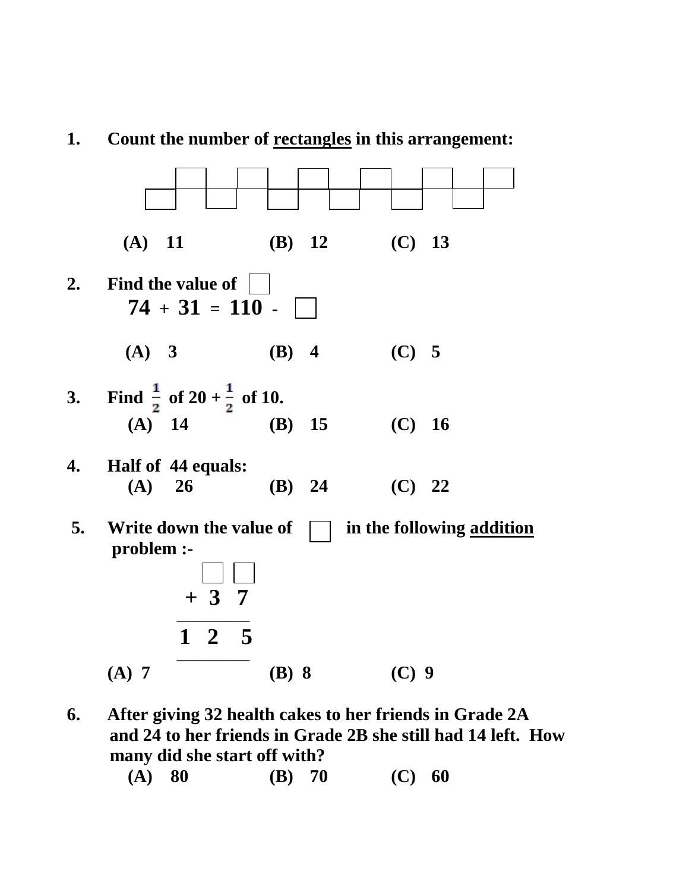1. **Count the number of rectangles in this arrangement:**

   (A) 11 (B) 12 (C) 13

2. **Find the value of ☐**

   **74 + 31 = 110 - ☐**

   (A) 3 (B) 4 (C) 5

3. **Find $\frac{1}{2}$ of 20 + $\frac{1}{2}$ of 10.**

   (A) 14 (B) 15 (C) 16

4. **Half of 44 equals:**

   (A) 26 (B) 24 (C) 22

5. **Write down the value of ☐ in the following addition problem :-**

   ```
      ☐ ☐
    + 3 7
    ______
    1 2 5
    ______
   ```

   (A) 7 (B) 8 (C) 9

6. **After giving 32 health cakes to her friends in Grade 2A and 24 to her friends in Grade 2B she still had 14 left. How many did she start off with?**

   (A) 80 (B) 70 (C) 60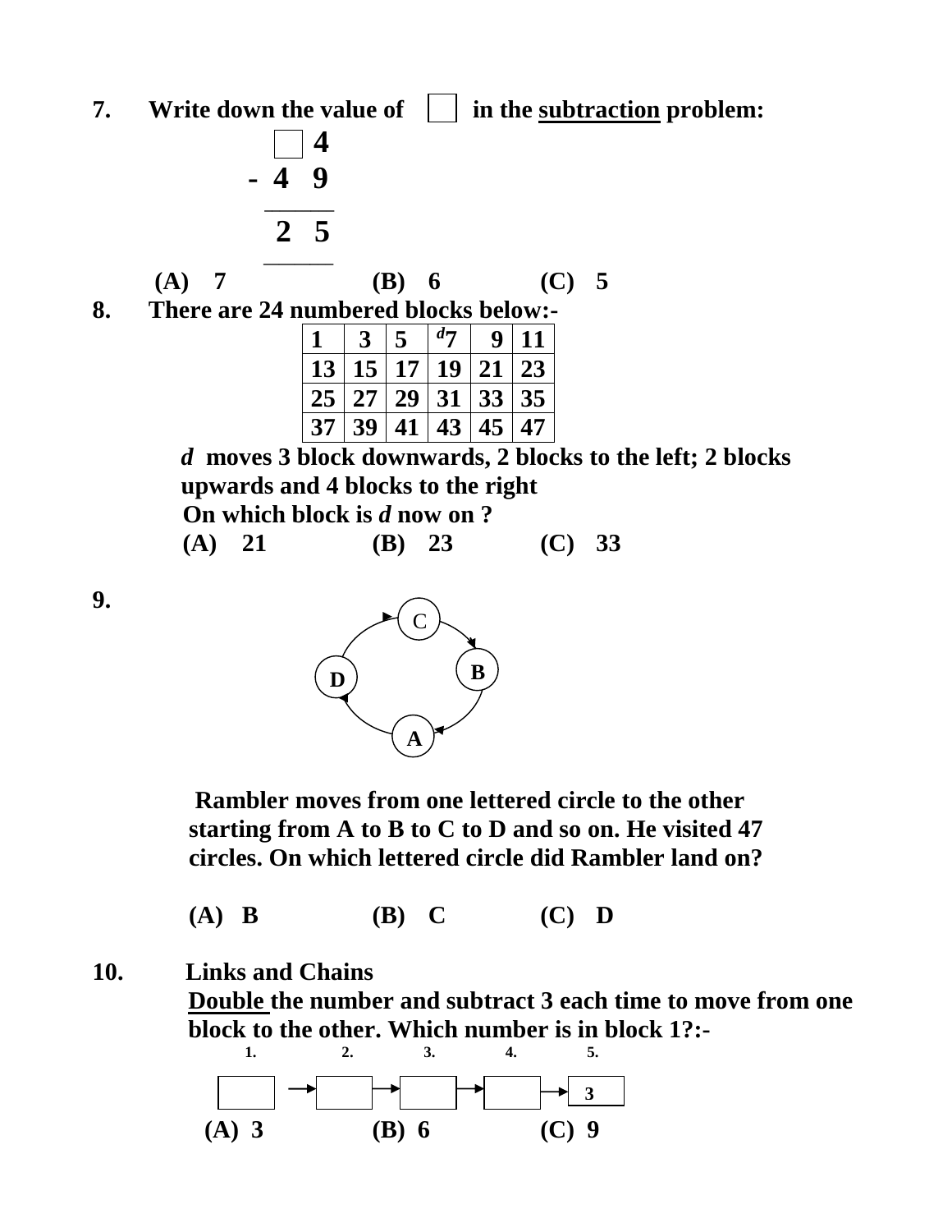**7. Write down the value of ☐ in the subtraction problem:**

```
   ☐ 4
 - 4 9
 -----
   2 5
 -----
```

**(A) 7 (B) 6 (C) 5**

**8. There are 24 numbered blocks below:-**

| 1 | 3 | 5 | *d*7 | 9 | 11 |
|---|---|---|---|---|---|
| 13 | 15 | 17 | 19 | 21 | 23 |
| 25 | 27 | 29 | 31 | 33 | 35 |
| 37 | 39 | 41 | 43 | 45 | 47 |

***d*** **moves 3 block downwards, 2 blocks to the left; 2 blocks upwards and 4 blocks to the right**

**On which block is *d* now on ?**

**(A) 21 (B) 23 (C) 33**

**9.**

C → B → A → D → C

**Rambler moves from one lettered circle to the other starting from A to B to C to D and so on. He visited 47 circles. On which lettered circle did Rambler land on?**

**(A) B (B) C (C) D**

**10. Links and Chains**

**Double the number and subtract 3 each time to move from one block to the other. Which number is in block 1?:-**

| 1. | | 2. | | 3. | | 4. | | 5. |
|---|---|---|---|---|---|---|---|---|
| ☐ | → | ☐ | → | ☐ | → | ☐ | → | 3 |

**(A) 3 (B) 6 (C) 9**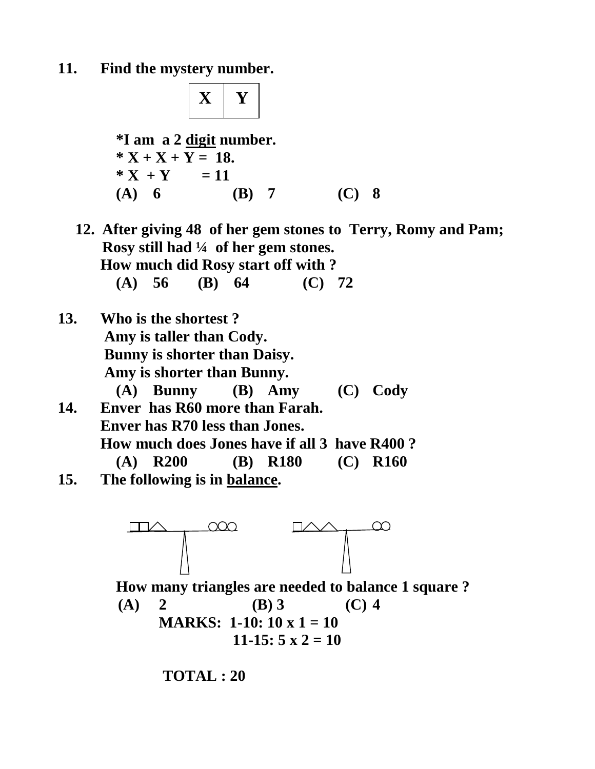**11. Find the mystery number.**

| X | Y |
|---|---|

**\*I am a 2 digit number.**
**\* X + X + Y = 18.**
**\* X + Y = 11**

**(A) 6 (B) 7 (C) 8**

**12. After giving 48 of her gem stones to Terry, Romy and Pam; Rosy still had ¼ of her gem stones.**
**How much did Rosy start off with ?**

**(A) 56 (B) 64 (C) 72**

**13. Who is the shortest ?**
**Amy is taller than Cody.**
**Bunny is shorter than Daisy.**
**Amy is shorter than Bunny.**

**(A) Bunny (B) Amy (C) Cody**

**14. Enver has R60 more than Farah.**
**Enver has R70 less than Jones.**
**How much does Jones have if all 3 have R400 ?**

**(A) R200 (B) R180 (C) R160**

**15. The following is in balance.**

□□△ ○○○ □△△ ○○

**How many triangles are needed to balance 1 square ?**

**(A) 2 (B) 3 (C) 4**

**MARKS: 1-10: 10 x 1 = 10**
**11-15: 5 x 2 = 10**

**TOTAL : 20**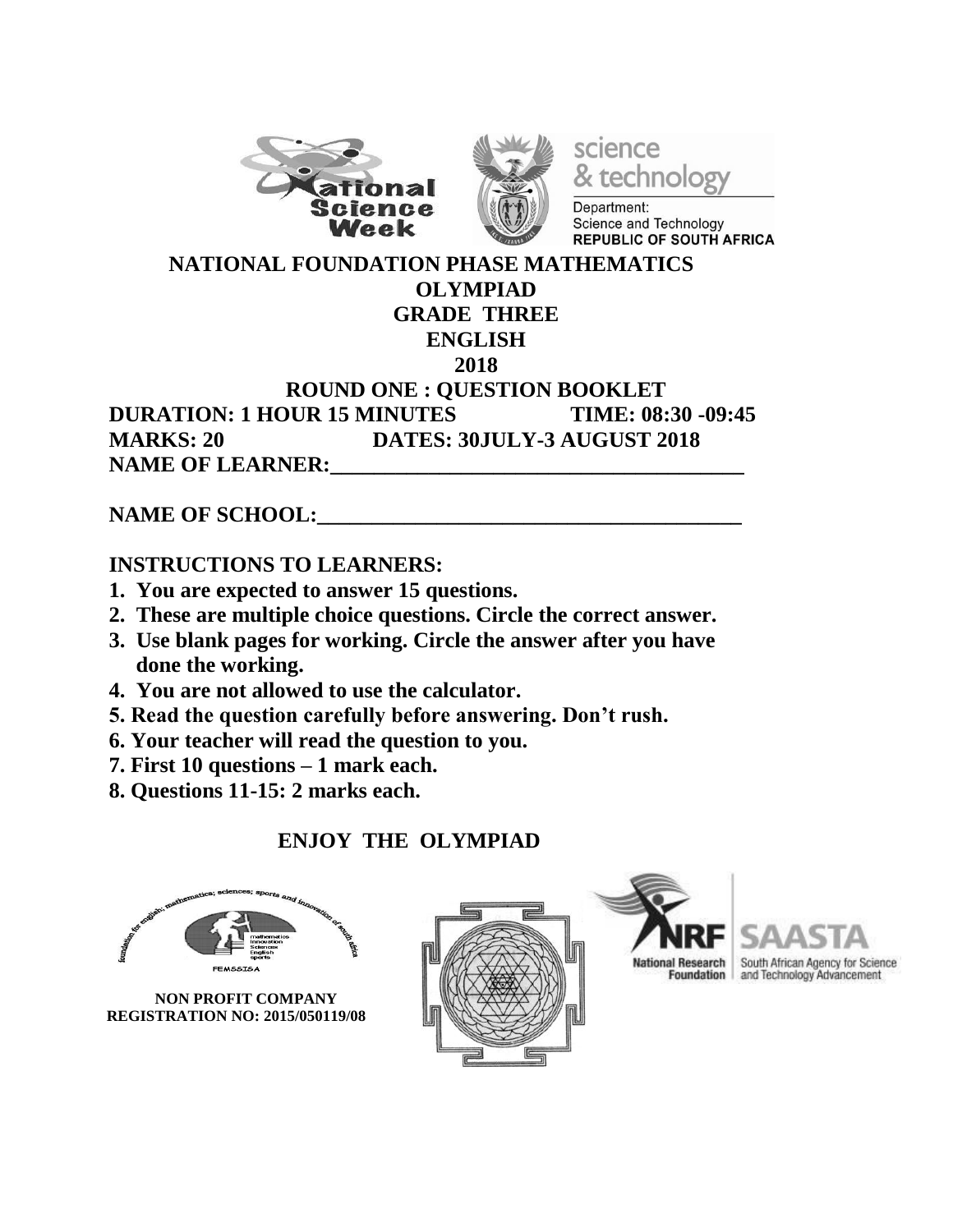**NATIONAL FOUNDATION PHASE MATHEMATICS OLYMPIAD**

**GRADE THREE**

**ENGLISH**

**2018**

**ROUND ONE : QUESTION BOOKLET**

**DURATION: 1 HOUR 15 MINUTES TIME: 08:30 -09:45**

**MARKS: 20 DATES: 30JULY-3 AUGUST 2018**

**NAME OF LEARNER:______________________________________**

**NAME OF SCHOOL:_______________________________________**

**INSTRUCTIONS TO LEARNERS:**

1. **You are expected to answer 15 questions.**
2. **These are multiple choice questions. Circle the correct answer.**
3. **Use blank pages for working. Circle the answer after you have done the working.**
4. **You are not allowed to use the calculator.**
5. **Read the question carefully before answering. Don't rush.**
6. **Your teacher will read the question to you.**
7. **First 10 questions – 1 mark each.**
8. **Questions 11-15: 2 marks each.**

**ENJOY THE OLYMPIAD**

**NON PROFIT COMPANY**
**REGISTRATION NO: 2015/050119/08**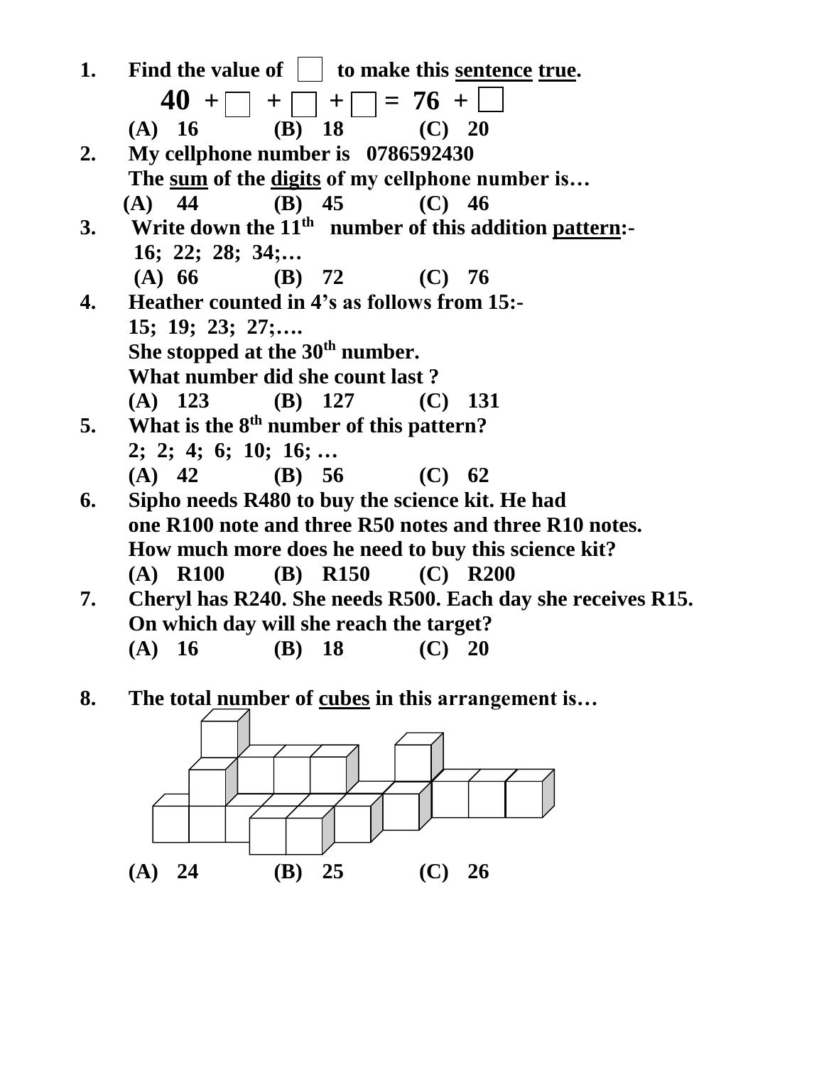1. Find the value of ☐ to make this <u>sentence</u> <u>true</u>.

   **40 + ☐ + ☐ + ☐ = 76 + ☐**

   (A) 16 (B) 18 (C) 20

2. My cellphone number is 0786592430

   The <u>sum</u> of the <u>digits</u> of my cellphone number is…

   (A) 44 (B) 45 (C) 46

3. Write down the 11th number of this addition <u>pattern</u>:-

   16; 22; 28; 34;…

   (A) 66 (B) 72 (C) 76

4. Heather counted in 4's as follows from 15:-

   15; 19; 23; 27;….

   She stopped at the 30th number.

   What number did she count last ?

   (A) 123 (B) 127 (C) 131

5. What is the 8th number of this pattern?

   2; 2; 4; 6; 10; 16; …

   (A) 42 (B) 56 (C) 62

6. Sipho needs R480 to buy the science kit. He had one R100 note and three R50 notes and three R10 notes. How much more does he need to buy this science kit?

   (A) R100 (B) R150 (C) R200

7. Cheryl has R240. She needs R500. Each day she receives R15. On which day will she reach the target?

   (A) 16 (B) 18 (C) 20

8. The total number of <u>cubes</u> in this arrangement is…

   (A) 24 (B) 25 (C) 26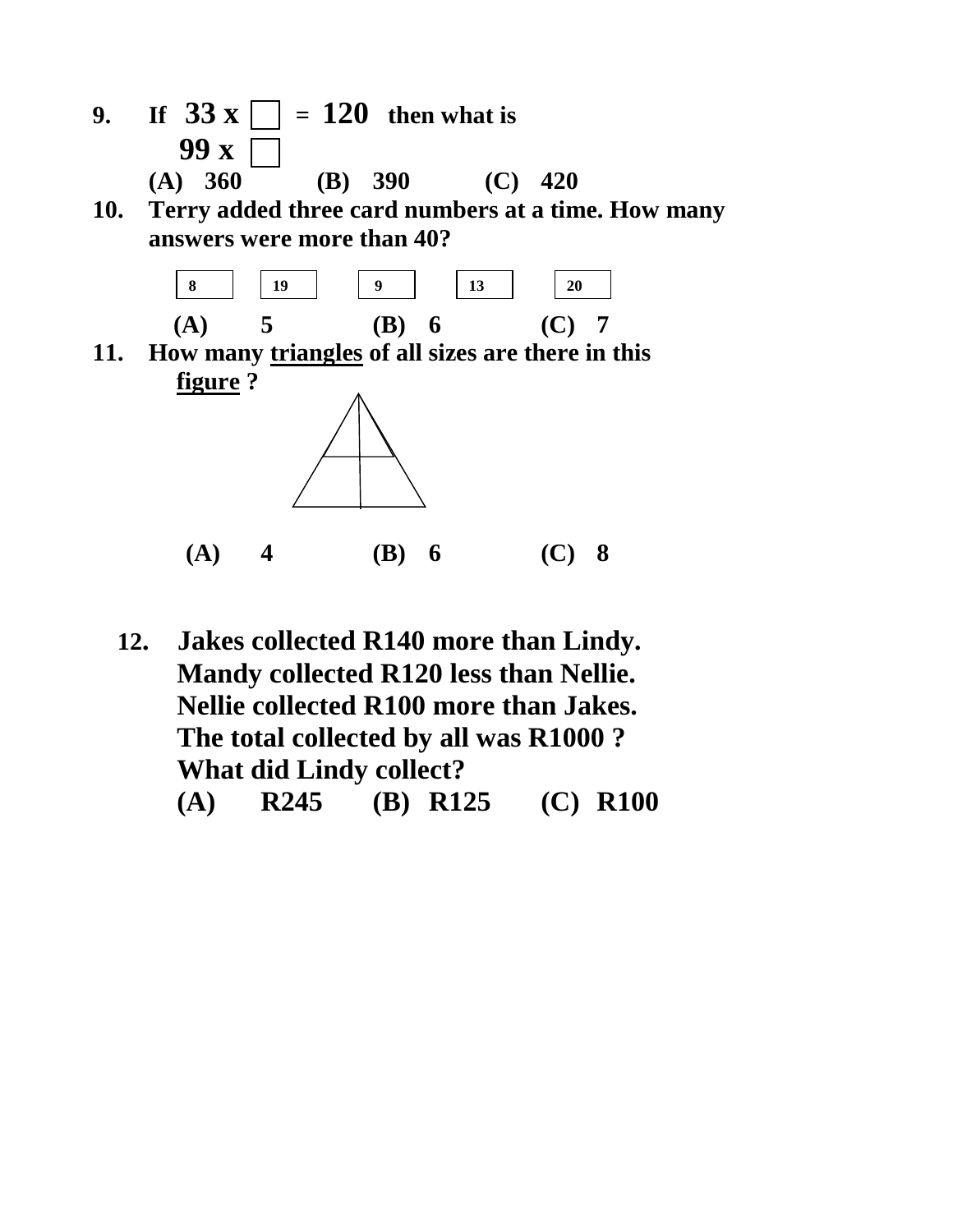**9.** **If 33 x ☐ = 120 then what is**

**99 x ☐**

**(A) 360 (B) 390 (C) 420**

**10.** **Terry added three card numbers at a time. How many answers were more than 40?**

| 8 | 19 | 9 | 13 | 20 |
|---|---|---|---|---|

**(A) 5 (B) 6 (C) 7**

**11.** **How many <u>triangles</u> of all sizes are there in this <u>figure</u> ?**

**(A) 4 (B) 6 (C) 8**

**12.** **Jakes collected R140 more than Lindy.**
**Mandy collected R120 less than Nellie.**
**Nellie collected R100 more than Jakes.**
**The total collected by all was R1000 ?**
**What did Lindy collect?**

**(A) R245 (B) R125 (C) R100**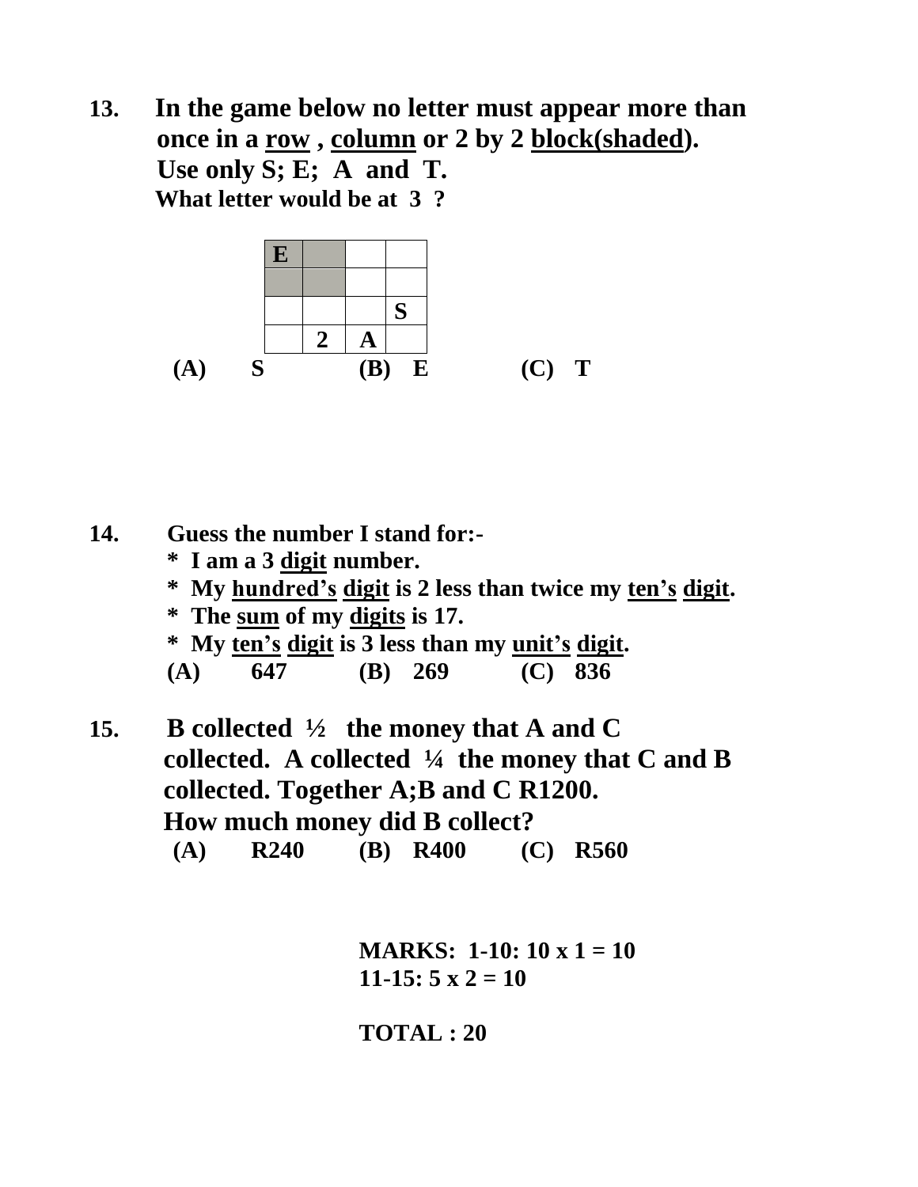**13.** **In the game below no letter must appear more than once in a <u>row</u> , <u>column</u> or 2 by 2 <u>block(shaded)</u>. Use only S; E; A and T.**

**What letter would be at 3 ?**

| | | | |
|---|---|---|---|
| E | | | |
| | | | |
| | | | S |
| | 2 | A | |

**(A)** S **(B)** E **(C)** T

**14.** **Guess the number I stand for:-**

- **I am a 3 <u>digit</u> number.**
- **My <u>hundred's</u> <u>digit</u> is 2 less than twice my <u>ten's</u> <u>digit</u>.**
- **The <u>sum</u> of my <u>digits</u> is 17.**
- **My <u>ten's</u> <u>digit</u> is 3 less than my <u>unit's</u> <u>digit</u>.**

**(A)** 647 **(B)** 269 **(C)** 836

**15.** **B collected ½ the money that A and C collected. A collected ¼ the money that C and B collected. Together A;B and C R1200. How much money did B collect?**

**(A)** R240 **(B)** R400 **(C)** R560

**MARKS: 1-10: 10 x 1 = 10**
**11-15: 5 x 2 = 10**

**TOTAL : 20**